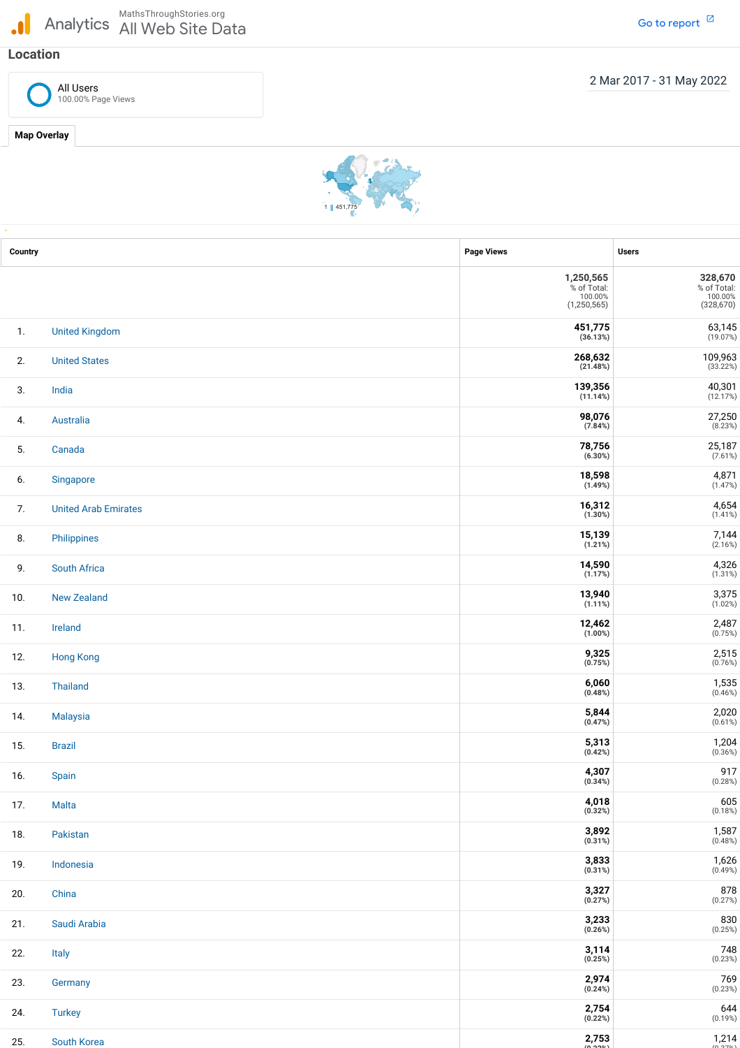Analytics MathsThroughStories.org All Web Site Data

Go to report

## Location

All Users
100.00% Page Views

2 Mar 2017 - 31 May 2022

**Map Overlay**

1 451,775

| | Country | Page Views | Users |
|---|---|---|---|
| | | 1,250,565 % of Total: 100.00% (1,250,565) | 328,670 % of Total: 100.00% (328,670) |
| 1. | United Kingdom | **451,775** **(36.13%)** | 63,145 (19.07%) |
| 2. | United States | **268,632** **(21.48%)** | 109,963 (33.22%) |
| 3. | India | **139,356** **(11.14%)** | 40,301 (12.17%) |
| 4. | Australia | **98,076** **(7.84%)** | 27,250 (8.23%) |
| 5. | Canada | **78,756** **(6.30%)** | 25,187 (7.61%) |
| 6. | Singapore | **18,598** **(1.49%)** | 4,871 (1.47%) |
| 7. | United Arab Emirates | **16,312** **(1.30%)** | 4,654 (1.41%) |
| 8. | Philippines | **15,139** **(1.21%)** | 7,144 (2.16%) |
| 9. | South Africa | **14,590** **(1.17%)** | 4,326 (1.31%) |
| 10. | New Zealand | **13,940** **(1.11%)** | 3,375 (1.02%) |
| 11. | Ireland | **12,462** **(1.00%)** | 2,487 (0.75%) |
| 12. | Hong Kong | **9,325** **(0.75%)** | 2,515 (0.76%) |
| 13. | Thailand | **6,060** **(0.48%)** | 1,535 (0.46%) |
| 14. | Malaysia | **5,844** **(0.47%)** | 2,020 (0.61%) |
| 15. | Brazil | **5,313** **(0.42%)** | 1,204 (0.36%) |
| 16. | Spain | **4,307** **(0.34%)** | 917 (0.28%) |
| 17. | Malta | **4,018** **(0.32%)** | 605 (0.18%) |
| 18. | Pakistan | **3,892** **(0.31%)** | 1,587 (0.48%) |
| 19. | Indonesia | **3,833** **(0.31%)** | 1,626 (0.49%) |
| 20. | China | **3,327** **(0.27%)** | 878 (0.27%) |
| 21. | Saudi Arabia | **3,233** **(0.26%)** | 830 (0.25%) |
| 22. | Italy | **3,114** **(0.25%)** | 748 (0.23%) |
| 23. | Germany | **2,974** **(0.24%)** | 769 (0.23%) |
| 24. | Turkey | **2,754** **(0.22%)** | 644 (0.19%) |
| 25. | South Korea | **2,753** | 1,214 |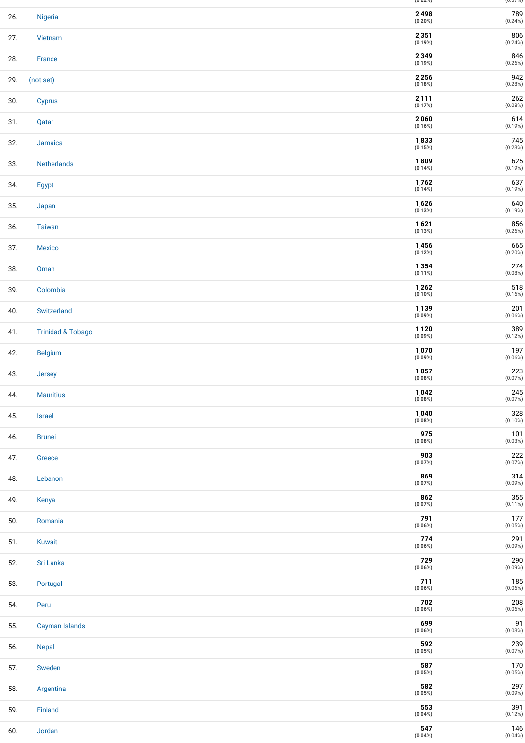| # | Country | | |
|---|---|---|---|
| 26. | Nigeria | 2,498 (0.20%) | 789 (0.24%) |
| 27. | Vietnam | 2,351 (0.19%) | 806 (0.24%) |
| 28. | France | 2,349 (0.19%) | 846 (0.26%) |
| 29. | (not set) | 2,256 (0.18%) | 942 (0.28%) |
| 30. | Cyprus | 2,111 (0.17%) | 262 (0.08%) |
| 31. | Qatar | 2,060 (0.16%) | 614 (0.19%) |
| 32. | Jamaica | 1,833 (0.15%) | 745 (0.23%) |
| 33. | Netherlands | 1,809 (0.14%) | 625 (0.19%) |
| 34. | Egypt | 1,762 (0.14%) | 637 (0.19%) |
| 35. | Japan | 1,626 (0.13%) | 640 (0.19%) |
| 36. | Taiwan | 1,621 (0.13%) | 856 (0.26%) |
| 37. | Mexico | 1,456 (0.12%) | 665 (0.20%) |
| 38. | Oman | 1,354 (0.11%) | 274 (0.08%) |
| 39. | Colombia | 1,262 (0.10%) | 518 (0.16%) |
| 40. | Switzerland | 1,139 (0.09%) | 201 (0.06%) |
| 41. | Trinidad & Tobago | 1,120 (0.09%) | 389 (0.12%) |
| 42. | Belgium | 1,070 (0.09%) | 197 (0.06%) |
| 43. | Jersey | 1,057 (0.08%) | 223 (0.07%) |
| 44. | Mauritius | 1,042 (0.08%) | 245 (0.07%) |
| 45. | Israel | 1,040 (0.08%) | 328 (0.10%) |
| 46. | Brunei | 975 (0.08%) | 101 (0.03%) |
| 47. | Greece | 903 (0.07%) | 222 (0.07%) |
| 48. | Lebanon | 869 (0.07%) | 314 (0.09%) |
| 49. | Kenya | 862 (0.07%) | 355 (0.11%) |
| 50. | Romania | 791 (0.06%) | 177 (0.05%) |
| 51. | Kuwait | 774 (0.06%) | 291 (0.09%) |
| 52. | Sri Lanka | 729 (0.06%) | 290 (0.09%) |
| 53. | Portugal | 711 (0.06%) | 185 (0.06%) |
| 54. | Peru | 702 (0.06%) | 208 (0.06%) |
| 55. | Cayman Islands | 699 (0.06%) | 91 (0.03%) |
| 56. | Nepal | 592 (0.05%) | 239 (0.07%) |
| 57. | Sweden | 587 (0.05%) | 170 (0.05%) |
| 58. | Argentina | 582 (0.05%) | 297 (0.09%) |
| 59. | Finland | 553 (0.04%) | 391 (0.12%) |
| 60. | Jordan | 547 (0.04%) | 146 (0.04%) |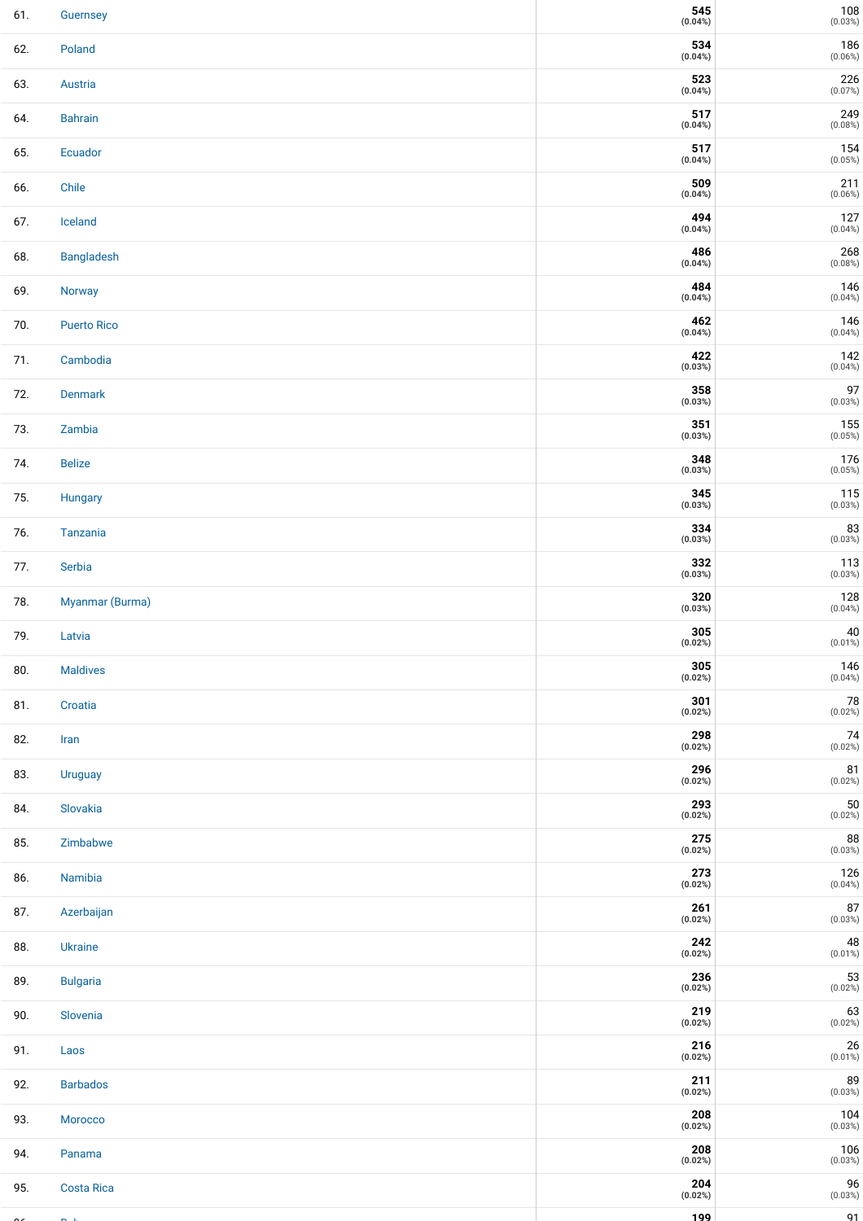| | | | |
|---|---|---|---|
| 61. | Guernsey | **545** **(0.04%)** | 108 (0.03%) |
| 62. | Poland | **534** **(0.04%)** | 186 (0.06%) |
| 63. | Austria | **523** **(0.04%)** | 226 (0.07%) |
| 64. | Bahrain | **517** **(0.04%)** | 249 (0.08%) |
| 65. | Ecuador | **517** **(0.04%)** | 154 (0.05%) |
| 66. | Chile | **509** **(0.04%)** | 211 (0.06%) |
| 67. | Iceland | **494** **(0.04%)** | 127 (0.04%) |
| 68. | Bangladesh | **486** **(0.04%)** | 268 (0.08%) |
| 69. | Norway | **484** **(0.04%)** | 146 (0.04%) |
| 70. | Puerto Rico | **462** **(0.04%)** | 146 (0.04%) |
| 71. | Cambodia | **422** **(0.03%)** | 142 (0.04%) |
| 72. | Denmark | **358** **(0.03%)** | 97 (0.03%) |
| 73. | Zambia | **351** **(0.03%)** | 155 (0.05%) |
| 74. | Belize | **348** **(0.03%)** | 176 (0.05%) |
| 75. | Hungary | **345** **(0.03%)** | 115 (0.03%) |
| 76. | Tanzania | **334** **(0.03%)** | 83 (0.03%) |
| 77. | Serbia | **332** **(0.03%)** | 113 (0.03%) |
| 78. | Myanmar (Burma) | **320** **(0.03%)** | 128 (0.04%) |
| 79. | Latvia | **305** **(0.02%)** | 40 (0.01%) |
| 80. | Maldives | **305** **(0.02%)** | 146 (0.04%) |
| 81. | Croatia | **301** **(0.02%)** | 78 (0.02%) |
| 82. | Iran | **298** **(0.02%)** | 74 (0.02%) |
| 83. | Uruguay | **296** **(0.02%)** | 81 (0.02%) |
| 84. | Slovakia | **293** **(0.02%)** | 50 (0.02%) |
| 85. | Zimbabwe | **275** **(0.02%)** | 88 (0.03%) |
| 86. | Namibia | **273** **(0.02%)** | 126 (0.04%) |
| 87. | Azerbaijan | **261** **(0.02%)** | 87 (0.03%) |
| 88. | Ukraine | **242** **(0.02%)** | 48 (0.01%) |
| 89. | Bulgaria | **236** **(0.02%)** | 53 (0.02%) |
| 90. | Slovenia | **219** **(0.02%)** | 63 (0.02%) |
| 91. | Laos | **216** **(0.02%)** | 26 (0.01%) |
| 92. | Barbados | **211** **(0.02%)** | 89 (0.03%) |
| 93. | Morocco | **208** **(0.02%)** | 104 (0.03%) |
| 94. | Panama | **208** **(0.02%)** | 106 (0.03%) |
| 95. | Costa Rica | **204** **(0.02%)** | 96 (0.03%) |
| 96. | | **199** | 91 |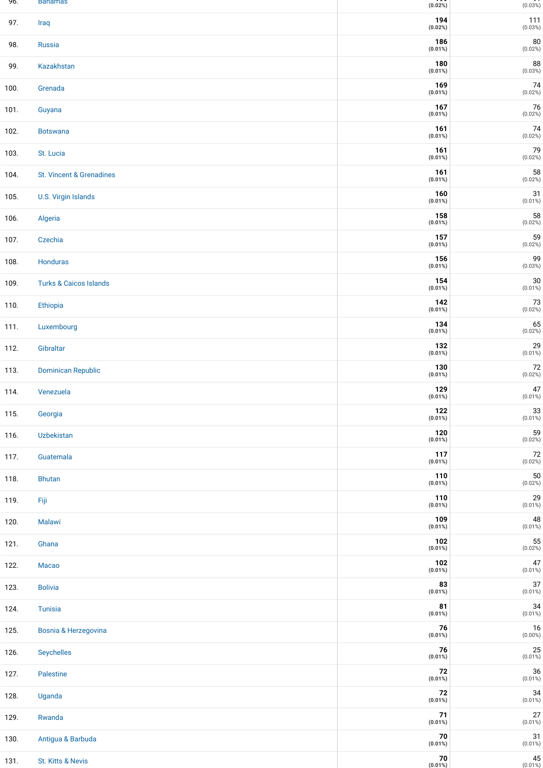| | | | |
|---|---|---|---|
| 96. | Bahamas | **(0.02%)** | (0.03%) |
| 97. | Iraq | **194** **(0.02%)** | 111 (0.03%) |
| 98. | Russia | **186** **(0.01%)** | 80 (0.02%) |
| 99. | Kazakhstan | **180** **(0.01%)** | 88 (0.03%) |
| 100. | Grenada | **169** **(0.01%)** | 74 (0.02%) |
| 101. | Guyana | **167** **(0.01%)** | 76 (0.02%) |
| 102. | Botswana | **161** **(0.01%)** | 74 (0.02%) |
| 103. | St. Lucia | **161** **(0.01%)** | 79 (0.02%) |
| 104. | St. Vincent & Grenadines | **161** **(0.01%)** | 58 (0.02%) |
| 105. | U.S. Virgin Islands | **160** **(0.01%)** | 31 (0.01%) |
| 106. | Algeria | **158** **(0.01%)** | 58 (0.02%) |
| 107. | Czechia | **157** **(0.01%)** | 59 (0.02%) |
| 108. | Honduras | **156** **(0.01%)** | 99 (0.03%) |
| 109. | Turks & Caicos Islands | **154** **(0.01%)** | 30 (0.01%) |
| 110. | Ethiopia | **142** **(0.01%)** | 73 (0.02%) |
| 111. | Luxembourg | **134** **(0.01%)** | 65 (0.02%) |
| 112. | Gibraltar | **132** **(0.01%)** | 29 (0.01%) |
| 113. | Dominican Republic | **130** **(0.01%)** | 72 (0.02%) |
| 114. | Venezuela | **129** **(0.01%)** | 47 (0.01%) |
| 115. | Georgia | **122** **(0.01%)** | 33 (0.01%) |
| 116. | Uzbekistan | **120** **(0.01%)** | 59 (0.02%) |
| 117. | Guatemala | **117** **(0.01%)** | 72 (0.02%) |
| 118. | Bhutan | **110** **(0.01%)** | 50 (0.02%) |
| 119. | Fiji | **110** **(0.01%)** | 29 (0.01%) |
| 120. | Malawi | **109** **(0.01%)** | 48 (0.01%) |
| 121. | Ghana | **102** **(0.01%)** | 55 (0.02%) |
| 122. | Macao | **102** **(0.01%)** | 47 (0.01%) |
| 123. | Bolivia | **83** **(0.01%)** | 37 (0.01%) |
| 124. | Tunisia | **81** **(0.01%)** | 34 (0.01%) |
| 125. | Bosnia & Herzegovina | **76** **(0.01%)** | 16 (0.00%) |
| 126. | Seychelles | **76** **(0.01%)** | 25 (0.01%) |
| 127. | Palestine | **72** **(0.01%)** | 36 (0.01%) |
| 128. | Uganda | **72** **(0.01%)** | 34 (0.01%) |
| 129. | Rwanda | **71** **(0.01%)** | 27 (0.01%) |
| 130. | Antigua & Barbuda | **70** **(0.01%)** | 31 (0.01%) |
| 131. | St. Kitts & Nevis | **70** **(0.01%)** | 45 (0.01%) |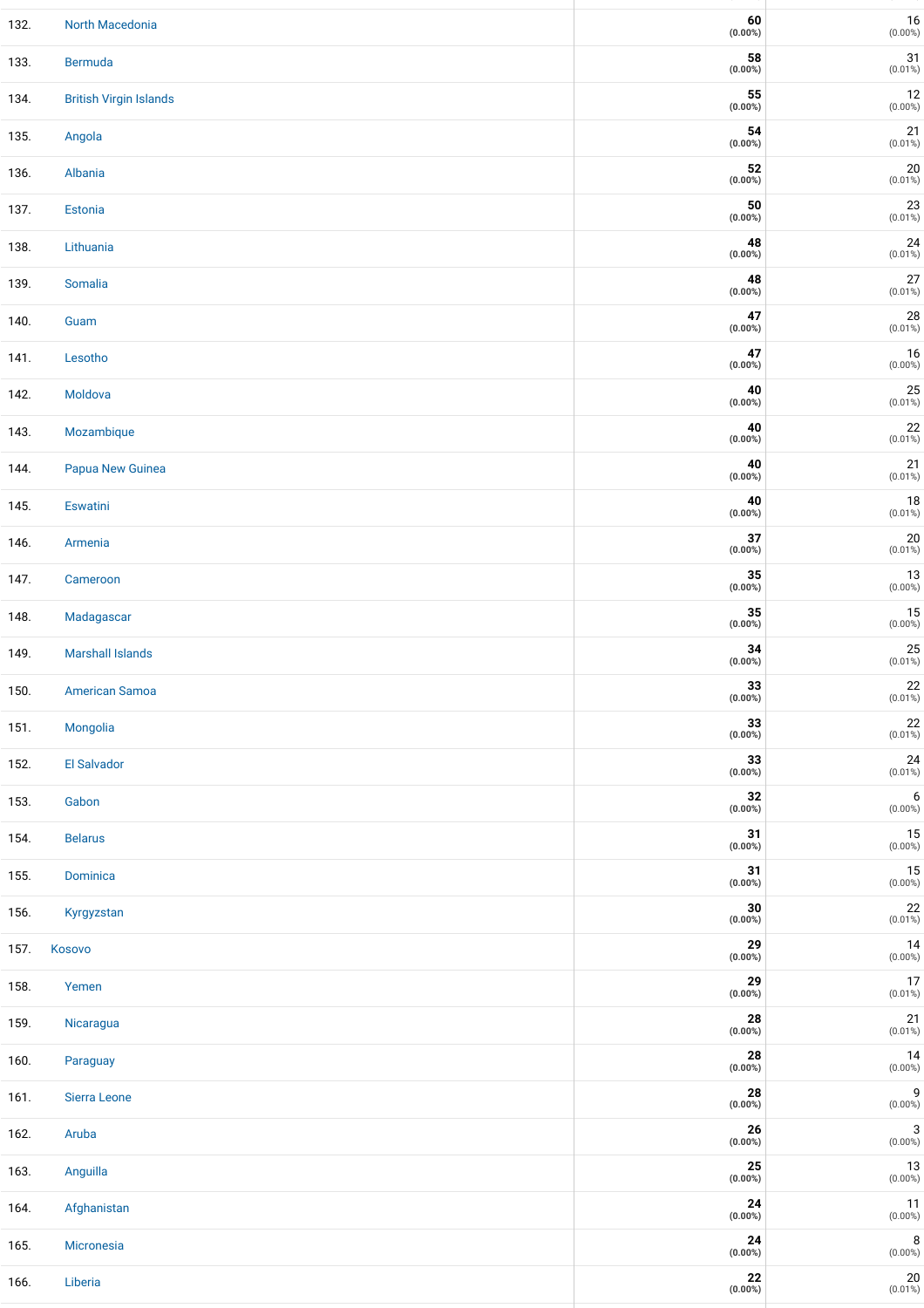| | | | |
|---|---|---|---|
| 132. | North Macedonia | **60** **(0.00%)** | 16 (0.00%) |
| 133. | Bermuda | **58** **(0.00%)** | 31 (0.01%) |
| 134. | British Virgin Islands | **55** **(0.00%)** | 12 (0.00%) |
| 135. | Angola | **54** **(0.00%)** | 21 (0.01%) |
| 136. | Albania | **52** **(0.00%)** | 20 (0.01%) |
| 137. | Estonia | **50** **(0.00%)** | 23 (0.01%) |
| 138. | Lithuania | **48** **(0.00%)** | 24 (0.01%) |
| 139. | Somalia | **48** **(0.00%)** | 27 (0.01%) |
| 140. | Guam | **47** **(0.00%)** | 28 (0.01%) |
| 141. | Lesotho | **47** **(0.00%)** | 16 (0.00%) |
| 142. | Moldova | **40** **(0.00%)** | 25 (0.01%) |
| 143. | Mozambique | **40** **(0.00%)** | 22 (0.01%) |
| 144. | Papua New Guinea | **40** **(0.00%)** | 21 (0.01%) |
| 145. | Eswatini | **40** **(0.00%)** | 18 (0.01%) |
| 146. | Armenia | **37** **(0.00%)** | 20 (0.01%) |
| 147. | Cameroon | **35** **(0.00%)** | 13 (0.00%) |
| 148. | Madagascar | **35** **(0.00%)** | 15 (0.00%) |
| 149. | Marshall Islands | **34** **(0.00%)** | 25 (0.01%) |
| 150. | American Samoa | **33** **(0.00%)** | 22 (0.01%) |
| 151. | Mongolia | **33** **(0.00%)** | 22 (0.01%) |
| 152. | El Salvador | **33** **(0.00%)** | 24 (0.01%) |
| 153. | Gabon | **32** **(0.00%)** | 6 (0.00%) |
| 154. | Belarus | **31** **(0.00%)** | 15 (0.00%) |
| 155. | Dominica | **31** **(0.00%)** | 15 (0.00%) |
| 156. | Kyrgyzstan | **30** **(0.00%)** | 22 (0.01%) |
| 157. | Kosovo | **29** **(0.00%)** | 14 (0.00%) |
| 158. | Yemen | **29** **(0.00%)** | 17 (0.01%) |
| 159. | Nicaragua | **28** **(0.00%)** | 21 (0.01%) |
| 160. | Paraguay | **28** **(0.00%)** | 14 (0.00%) |
| 161. | Sierra Leone | **28** **(0.00%)** | 9 (0.00%) |
| 162. | Aruba | **26** **(0.00%)** | 3 (0.00%) |
| 163. | Anguilla | **25** **(0.00%)** | 13 (0.00%) |
| 164. | Afghanistan | **24** **(0.00%)** | 11 (0.00%) |
| 165. | Micronesia | **24** **(0.00%)** | 8 (0.00%) |
| 166. | Liberia | **22** **(0.00%)** | 20 (0.01%) |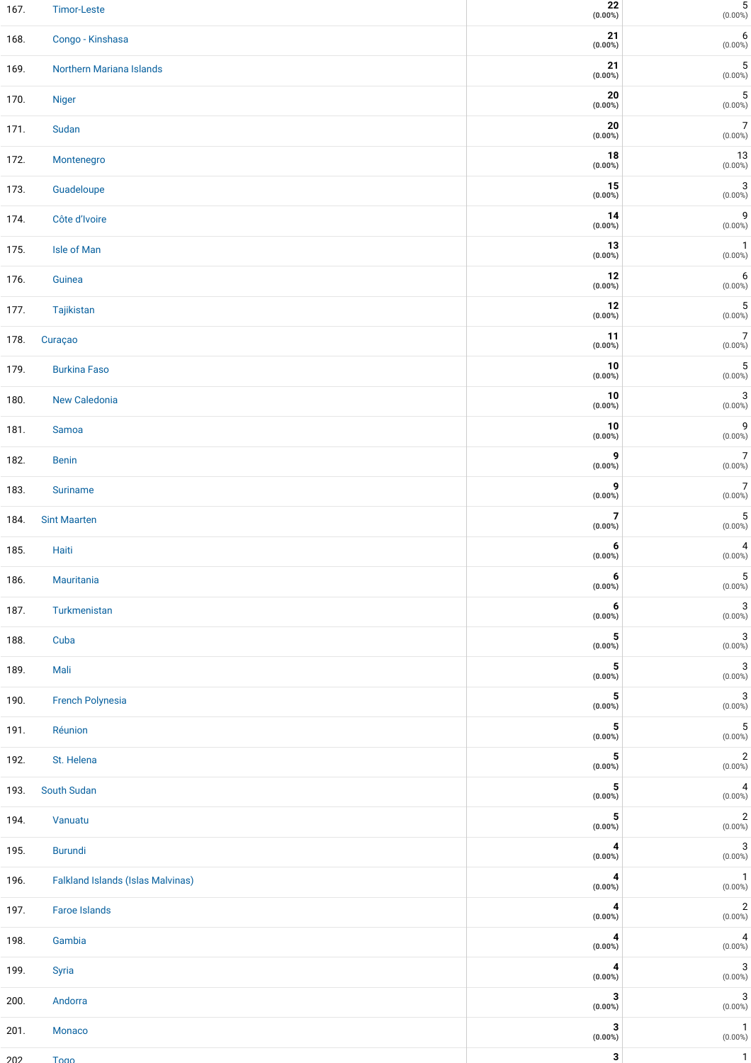| | | | |
|---|---|---|---|
| 167. | Timor-Leste | **22** (0.00%) | 5 (0.00%) |
| 168. | Congo - Kinshasa | **21** (0.00%) | 6 (0.00%) |
| 169. | Northern Mariana Islands | **21** (0.00%) | 5 (0.00%) |
| 170. | Niger | **20** (0.00%) | 5 (0.00%) |
| 171. | Sudan | **20** (0.00%) | 7 (0.00%) |
| 172. | Montenegro | **18** (0.00%) | 13 (0.00%) |
| 173. | Guadeloupe | **15** (0.00%) | 3 (0.00%) |
| 174. | Côte d'Ivoire | **14** (0.00%) | 9 (0.00%) |
| 175. | Isle of Man | **13** (0.00%) | 1 (0.00%) |
| 176. | Guinea | **12** (0.00%) | 6 (0.00%) |
| 177. | Tajikistan | **12** (0.00%) | 5 (0.00%) |
| 178. | Curaçao | **11** (0.00%) | 7 (0.00%) |
| 179. | Burkina Faso | **10** (0.00%) | 5 (0.00%) |
| 180. | New Caledonia | **10** (0.00%) | 3 (0.00%) |
| 181. | Samoa | **10** (0.00%) | 9 (0.00%) |
| 182. | Benin | **9** (0.00%) | 7 (0.00%) |
| 183. | Suriname | **9** (0.00%) | 7 (0.00%) |
| 184. | Sint Maarten | **7** (0.00%) | 5 (0.00%) |
| 185. | Haiti | **6** (0.00%) | 4 (0.00%) |
| 186. | Mauritania | **6** (0.00%) | 5 (0.00%) |
| 187. | Turkmenistan | **6** (0.00%) | 3 (0.00%) |
| 188. | Cuba | **5** (0.00%) | 3 (0.00%) |
| 189. | Mali | **5** (0.00%) | 3 (0.00%) |
| 190. | French Polynesia | **5** (0.00%) | 3 (0.00%) |
| 191. | Réunion | **5** (0.00%) | 5 (0.00%) |
| 192. | St. Helena | **5** (0.00%) | 2 (0.00%) |
| 193. | South Sudan | **5** (0.00%) | 4 (0.00%) |
| 194. | Vanuatu | **5** (0.00%) | 2 (0.00%) |
| 195. | Burundi | **4** (0.00%) | 3 (0.00%) |
| 196. | Falkland Islands (Islas Malvinas) | **4** (0.00%) | 1 (0.00%) |
| 197. | Faroe Islands | **4** (0.00%) | 2 (0.00%) |
| 198. | Gambia | **4** (0.00%) | 4 (0.00%) |
| 199. | Syria | **4** (0.00%) | 3 (0.00%) |
| 200. | Andorra | **3** (0.00%) | 3 (0.00%) |
| 201. | Monaco | **3** (0.00%) | 1 (0.00%) |
| 202. | Togo | **3** | 1 |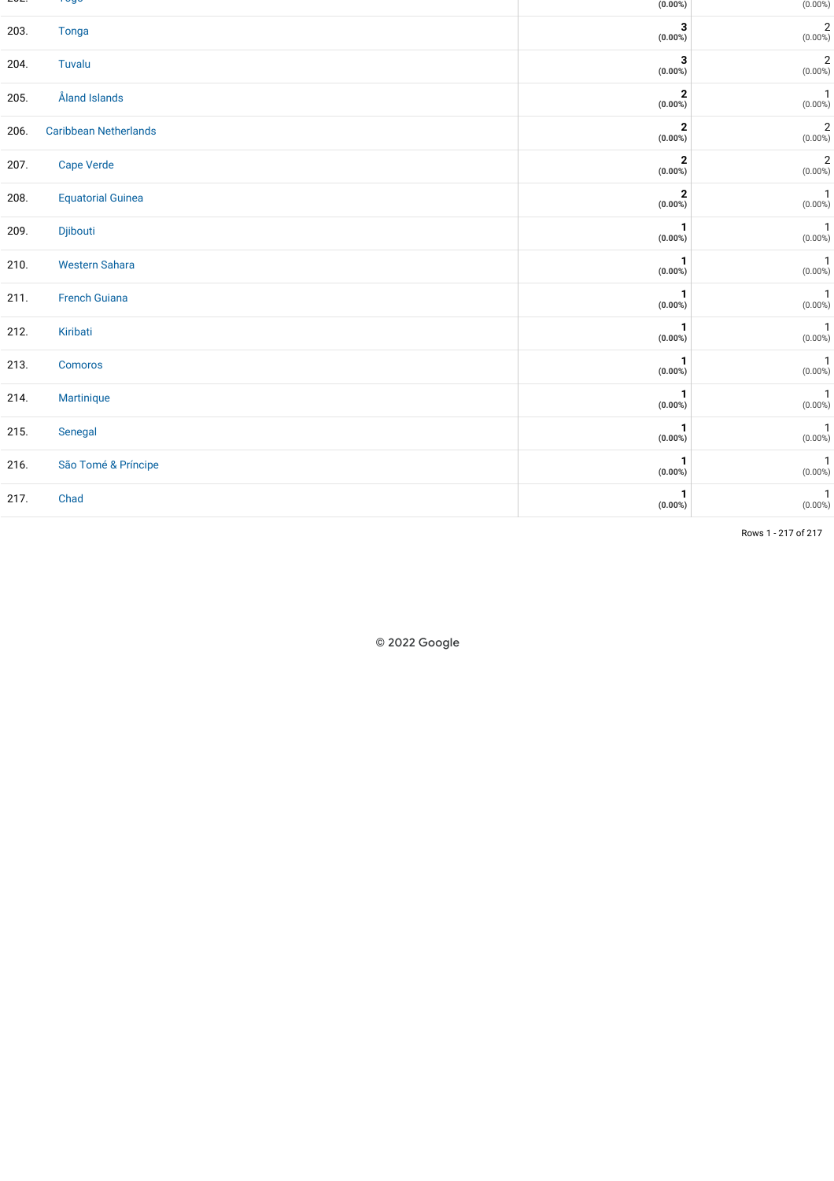| | | | |
|---|---|---|---|
| 202. | Togo | (0.00%) | (0.00%) |
| 203. | Tonga | 3 (0.00%) | 2 (0.00%) |
| 204. | Tuvalu | 3 (0.00%) | 2 (0.00%) |
| 205. | Åland Islands | 2 (0.00%) | 1 (0.00%) |
| 206. | Caribbean Netherlands | 2 (0.00%) | 2 (0.00%) |
| 207. | Cape Verde | 2 (0.00%) | 2 (0.00%) |
| 208. | Equatorial Guinea | 2 (0.00%) | 1 (0.00%) |
| 209. | Djibouti | 1 (0.00%) | 1 (0.00%) |
| 210. | Western Sahara | 1 (0.00%) | 1 (0.00%) |
| 211. | French Guiana | 1 (0.00%) | 1 (0.00%) |
| 212. | Kiribati | 1 (0.00%) | 1 (0.00%) |
| 213. | Comoros | 1 (0.00%) | 1 (0.00%) |
| 214. | Martinique | 1 (0.00%) | 1 (0.00%) |
| 215. | Senegal | 1 (0.00%) | 1 (0.00%) |
| 216. | São Tomé & Príncipe | 1 (0.00%) | 1 (0.00%) |
| 217. | Chad | 1 (0.00%) | 1 (0.00%) |

Rows 1 - 217 of 217

© 2022 Google